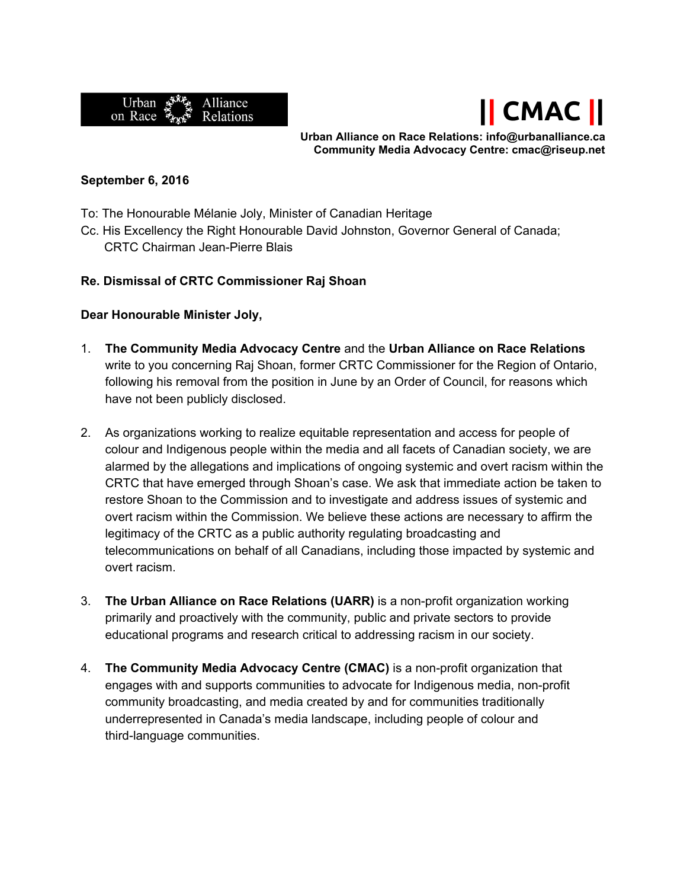Urban Alliance on Race Relations

|| CMAC ||

**Urban Alliance on Race Relations: info@urbanalliance.ca**
**Community Media Advocacy Centre: cmac@riseup.net**

**September 6, 2016**

To: The Honourable Mélanie Joly, Minister of Canadian Heritage
Cc. His Excellency the Right Honourable David Johnston, Governor General of Canada;
CRTC Chairman Jean-Pierre Blais

**Re. Dismissal of CRTC Commissioner Raj Shoan**

**Dear Honourable Minister Joly,**

1. **The Community Media Advocacy Centre** and the **Urban Alliance on Race Relations** write to you concerning Raj Shoan, former CRTC Commissioner for the Region of Ontario, following his removal from the position in June by an Order of Council, for reasons which have not been publicly disclosed.

2. As organizations working to realize equitable representation and access for people of colour and Indigenous people within the media and all facets of Canadian society, we are alarmed by the allegations and implications of ongoing systemic and overt racism within the CRTC that have emerged through Shoan's case. We ask that immediate action be taken to restore Shoan to the Commission and to investigate and address issues of systemic and overt racism within the Commission. We believe these actions are necessary to affirm the legitimacy of the CRTC as a public authority regulating broadcasting and telecommunications on behalf of all Canadians, including those impacted by systemic and overt racism.

3. **The Urban Alliance on Race Relations (UARR)** is a non-profit organization working primarily and proactively with the community, public and private sectors to provide educational programs and research critical to addressing racism in our society.

4. **The Community Media Advocacy Centre (CMAC)** is a non-profit organization that engages with and supports communities to advocate for Indigenous media, non-profit community broadcasting, and media created by and for communities traditionally underrepresented in Canada's media landscape, including people of colour and third-language communities.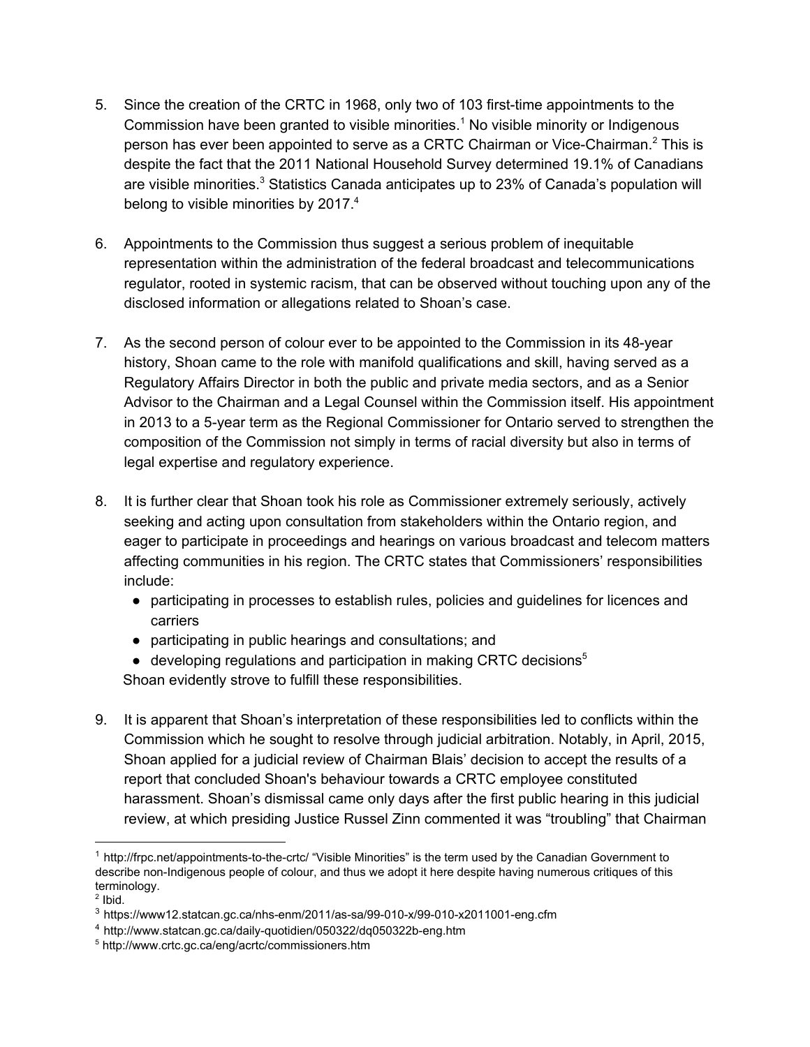5. Since the creation of the CRTC in 1968, only two of 103 first-time appointments to the Commission have been granted to visible minorities.[1] No visible minority or Indigenous person has ever been appointed to serve as a CRTC Chairman or Vice-Chairman.[2] This is despite the fact that the 2011 National Household Survey determined 19.1% of Canadians are visible minorities.[3] Statistics Canada anticipates up to 23% of Canada's population will belong to visible minorities by 2017.[4]

6. Appointments to the Commission thus suggest a serious problem of inequitable representation within the administration of the federal broadcast and telecommunications regulator, rooted in systemic racism, that can be observed without touching upon any of the disclosed information or allegations related to Shoan's case.

7. As the second person of colour ever to be appointed to the Commission in its 48-year history, Shoan came to the role with manifold qualifications and skill, having served as a Regulatory Affairs Director in both the public and private media sectors, and as a Senior Advisor to the Chairman and a Legal Counsel within the Commission itself. His appointment in 2013 to a 5-year term as the Regional Commissioner for Ontario served to strengthen the composition of the Commission not simply in terms of racial diversity but also in terms of legal expertise and regulatory experience.

8. It is further clear that Shoan took his role as Commissioner extremely seriously, actively seeking and acting upon consultation from stakeholders within the Ontario region, and eager to participate in proceedings and hearings on various broadcast and telecom matters affecting communities in his region. The CRTC states that Commissioners' responsibilities include:
   - participating in processes to establish rules, policies and guidelines for licences and carriers
   - participating in public hearings and consultations; and
   - developing regulations and participation in making CRTC decisions[5]

   Shoan evidently strove to fulfill these responsibilities.

9. It is apparent that Shoan's interpretation of these responsibilities led to conflicts within the Commission which he sought to resolve through judicial arbitration. Notably, in April, 2015, Shoan applied for a judicial review of Chairman Blais' decision to accept the results of a report that concluded Shoan's behaviour towards a CRTC employee constituted harassment. Shoan's dismissal came only days after the first public hearing in this judicial review, at which presiding Justice Russel Zinn commented it was "troubling" that Chairman

---

[1] http://frpc.net/appointments-to-the-crtc/ "Visible Minorities" is the term used by the Canadian Government to describe non-Indigenous people of colour, and thus we adopt it here despite having numerous critiques of this terminology.

[2] Ibid.

[3] https://www12.statcan.gc.ca/nhs-enm/2011/as-sa/99-010-x/99-010-x2011001-eng.cfm

[4] http://www.statcan.gc.ca/daily-quotidien/050322/dq050322b-eng.htm

[5] http://www.crtc.gc.ca/eng/acrtc/commissioners.htm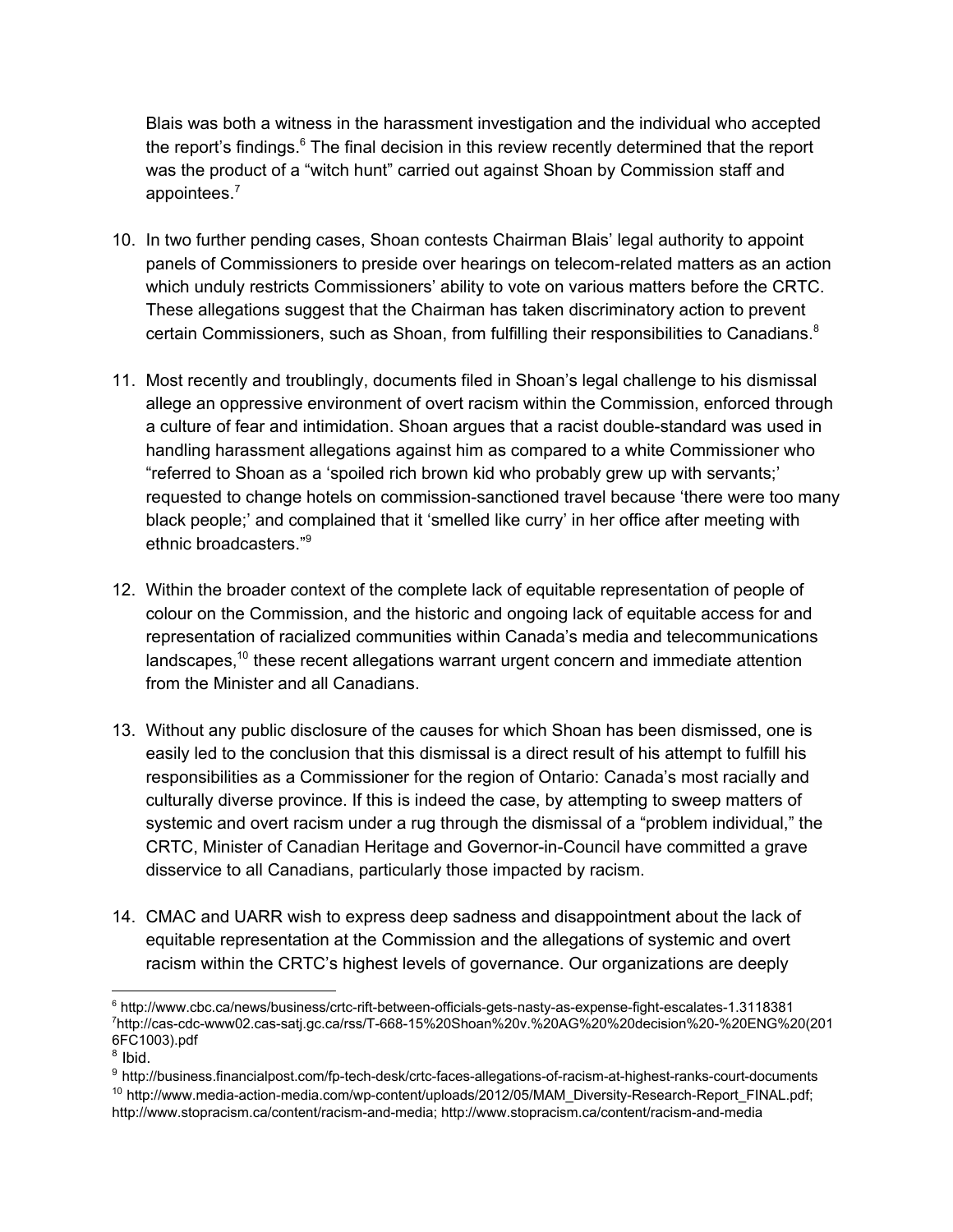Blais was both a witness in the harassment investigation and the individual who accepted the report's findings.[6] The final decision in this review recently determined that the report was the product of a "witch hunt" carried out against Shoan by Commission staff and appointees.[7]

10. In two further pending cases, Shoan contests Chairman Blais' legal authority to appoint panels of Commissioners to preside over hearings on telecom-related matters as an action which unduly restricts Commissioners' ability to vote on various matters before the CRTC. These allegations suggest that the Chairman has taken discriminatory action to prevent certain Commissioners, such as Shoan, from fulfilling their responsibilities to Canadians.[8]

11. Most recently and troublingly, documents filed in Shoan's legal challenge to his dismissal allege an oppressive environment of overt racism within the Commission, enforced through a culture of fear and intimidation. Shoan argues that a racist double-standard was used in handling harassment allegations against him as compared to a white Commissioner who "referred to Shoan as a 'spoiled rich brown kid who probably grew up with servants;' requested to change hotels on commission-sanctioned travel because 'there were too many black people;' and complained that it 'smelled like curry' in her office after meeting with ethnic broadcasters."[9]

12. Within the broader context of the complete lack of equitable representation of people of colour on the Commission, and the historic and ongoing lack of equitable access for and representation of racialized communities within Canada's media and telecommunications landscapes,[10] these recent allegations warrant urgent concern and immediate attention from the Minister and all Canadians.

13. Without any public disclosure of the causes for which Shoan has been dismissed, one is easily led to the conclusion that this dismissal is a direct result of his attempt to fulfill his responsibilities as a Commissioner for the region of Ontario: Canada's most racially and culturally diverse province. If this is indeed the case, by attempting to sweep matters of systemic and overt racism under a rug through the dismissal of a "problem individual," the CRTC, Minister of Canadian Heritage and Governor-in-Council have committed a grave disservice to all Canadians, particularly those impacted by racism.

14. CMAC and UARR wish to express deep sadness and disappointment about the lack of equitable representation at the Commission and the allegations of systemic and overt racism within the CRTC's highest levels of governance. Our organizations are deeply

---

[6] http://www.cbc.ca/news/business/crtc-rift-between-officials-gets-nasty-as-expense-fight-escalates-1.3118381

[7] http://cas-cdc-www02.cas-satj.gc.ca/rss/T-668-15%20Shoan%20v.%20AG%20%20decision%20-%20ENG%20(2016FC1003).pdf

[8] Ibid.

[9] http://business.financialpost.com/fp-tech-desk/crtc-faces-allegations-of-racism-at-highest-ranks-court-documents

[10] http://www.media-action-media.com/wp-content/uploads/2012/05/MAM_Diversity-Research-Report_FINAL.pdf; http://www.stopracism.ca/content/racism-and-media; http://www.stopracism.ca/content/racism-and-media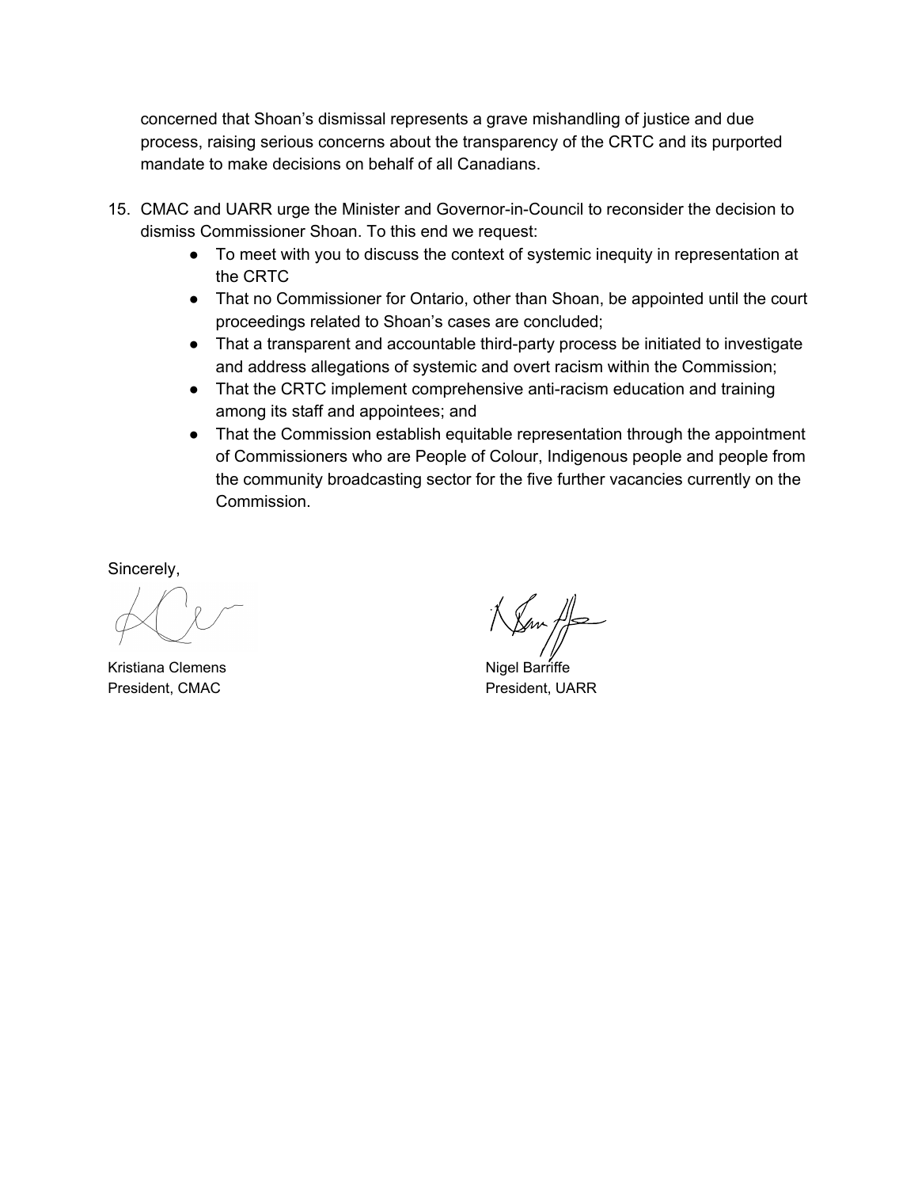concerned that Shoan's dismissal represents a grave mishandling of justice and due process, raising serious concerns about the transparency of the CRTC and its purported mandate to make decisions on behalf of all Canadians.

15. CMAC and UARR urge the Minister and Governor-in-Council to reconsider the decision to dismiss Commissioner Shoan. To this end we request:
    - To meet with you to discuss the context of systemic inequity in representation at the CRTC
    - That no Commissioner for Ontario, other than Shoan, be appointed until the court proceedings related to Shoan's cases are concluded;
    - That a transparent and accountable third-party process be initiated to investigate and address allegations of systemic and overt racism within the Commission;
    - That the CRTC implement comprehensive anti-racism education and training among its staff and appointees; and
    - That the Commission establish equitable representation through the appointment of Commissioners who are People of Colour, Indigenous people and people from the community broadcasting sector for the five further vacancies currently on the Commission.

Sincerely,

Kristiana Clemens
President, CMAC

Nigel Barriffe
President, UARR